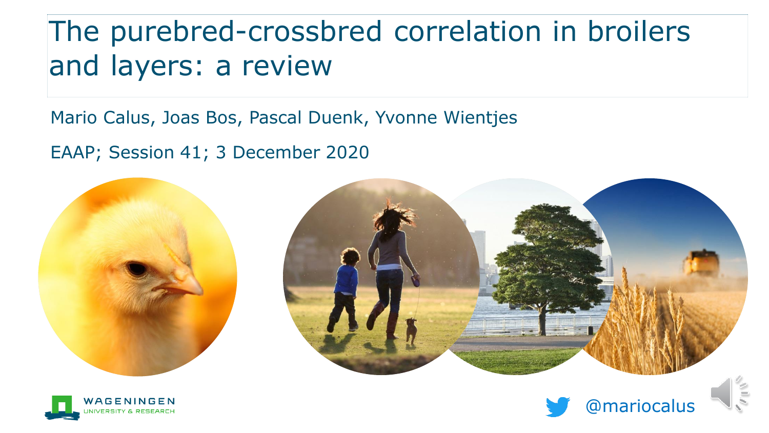# The purebred-crossbred correlation in broilers and layers: a review

Mario Calus, Joas Bos, Pascal Duenk, Yvonne Wientjes

EAAP; Session 41; 3 December 2020

WAGENINGEN UNIVERSITY & RESEARCH

@mariocalus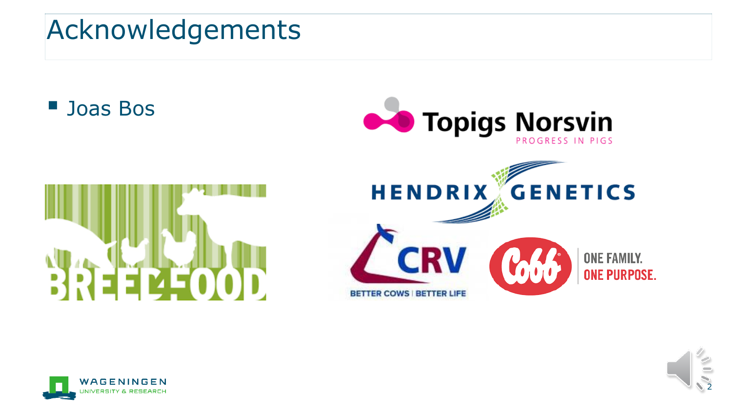# Acknowledgements

- Joas Bos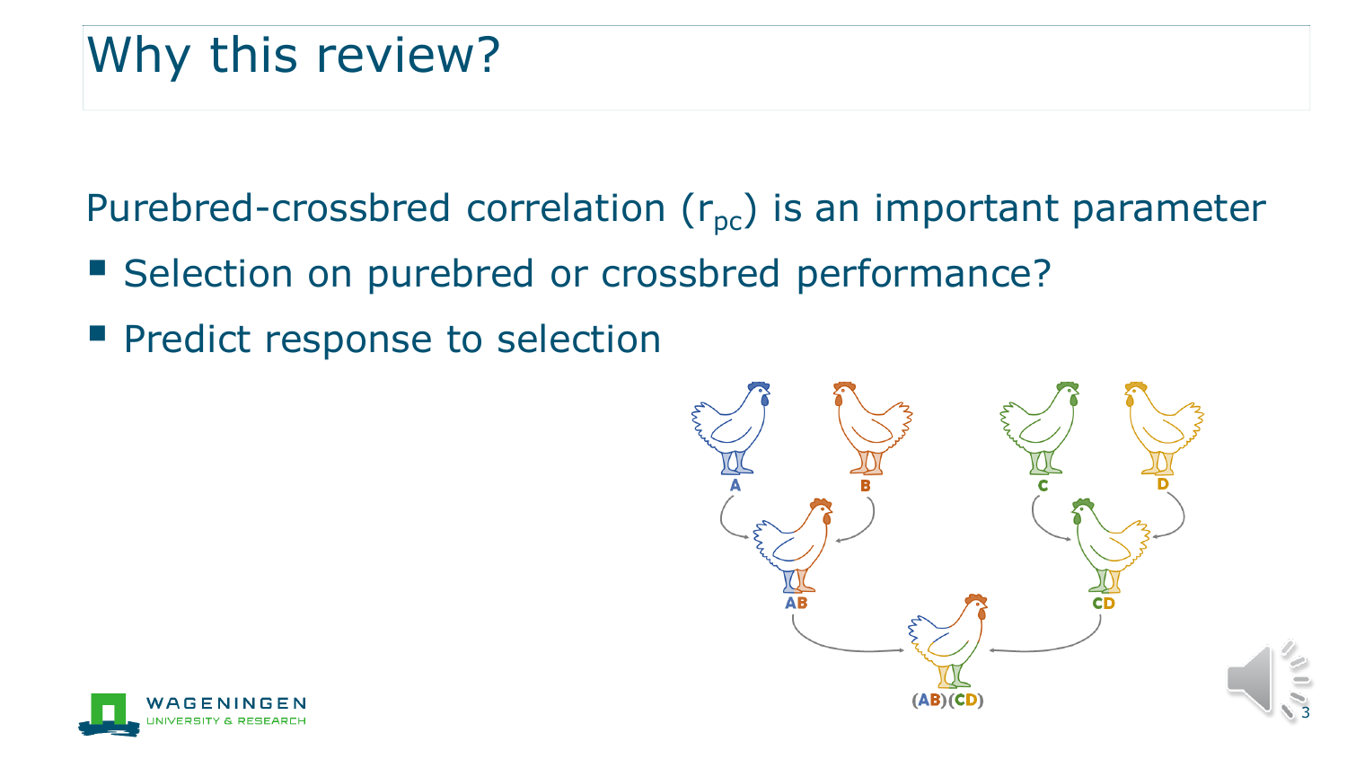# Why this review?

Purebred-crossbred correlation ($r_{pc}$) is an important parameter

- Selection on purebred or crossbred performance?
- Predict response to selection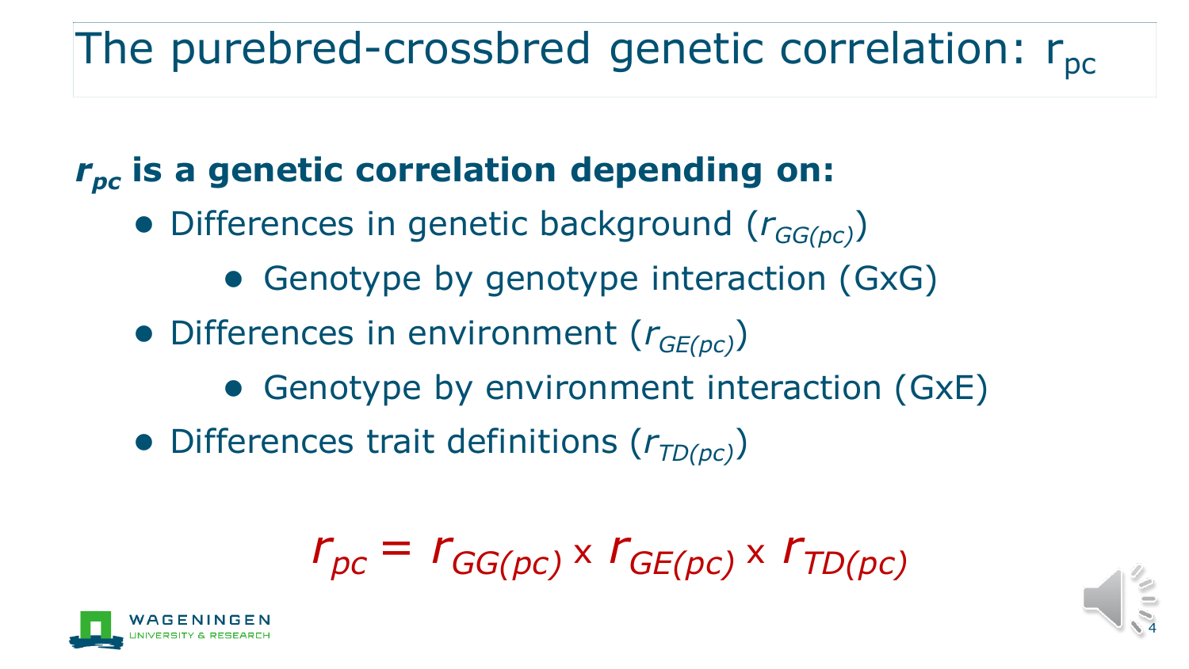# The purebred-crossbred genetic correlation: $r_{pc}$

**$r_{pc}$ is a genetic correlation depending on:**

- Differences in genetic background ($r_{GG(pc)}$)
  - Genotype by genotype interaction (GxG)
- Differences in environment ($r_{GE(pc)}$)
  - Genotype by environment interaction (GxE)
- Differences trait definitions ($r_{TD(pc)}$)

$$r_{pc} = r_{GG(pc)} \times r_{GE(pc)} \times r_{TD(pc)}$$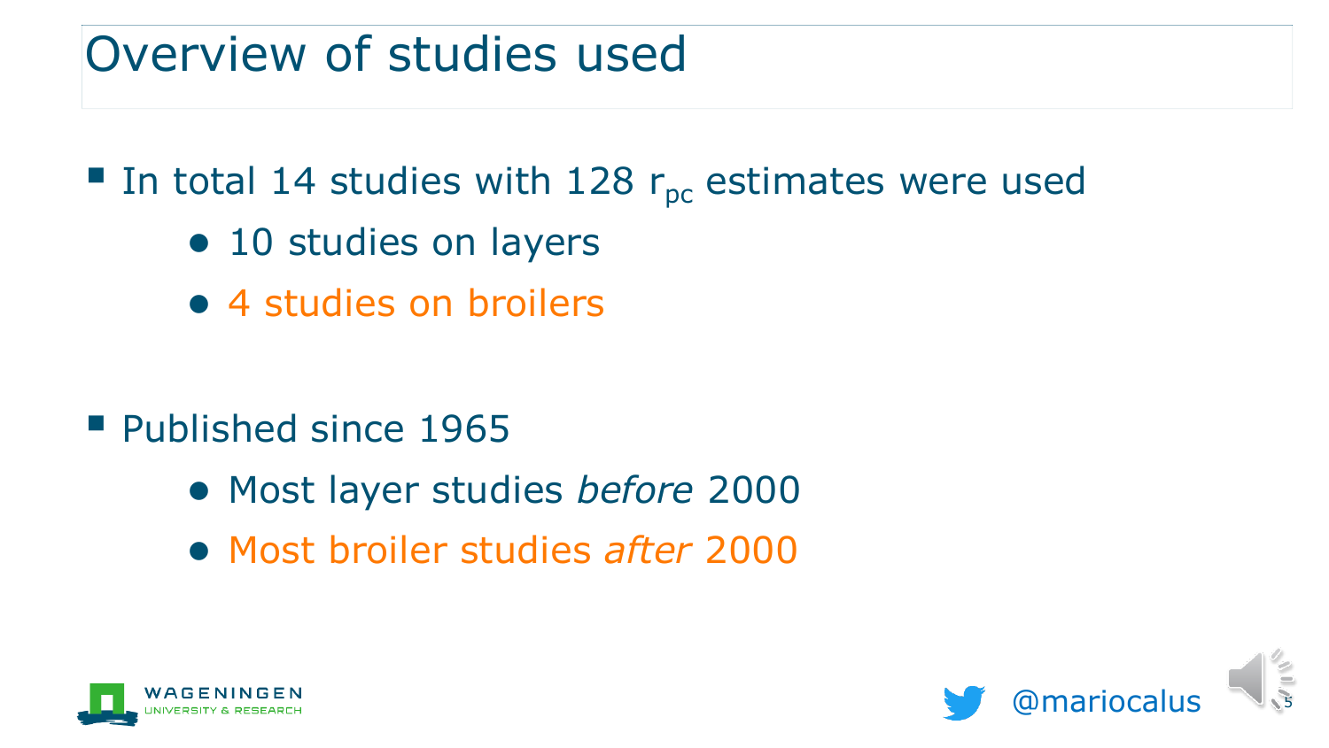# Overview of studies used

- In total 14 studies with 128 $r_{pc}$ estimates were used
  - 10 studies on layers
  - 4 studies on broilers

- Published since 1965
  - Most layer studies *before* 2000
  - Most broiler studies *after* 2000

@mariocalus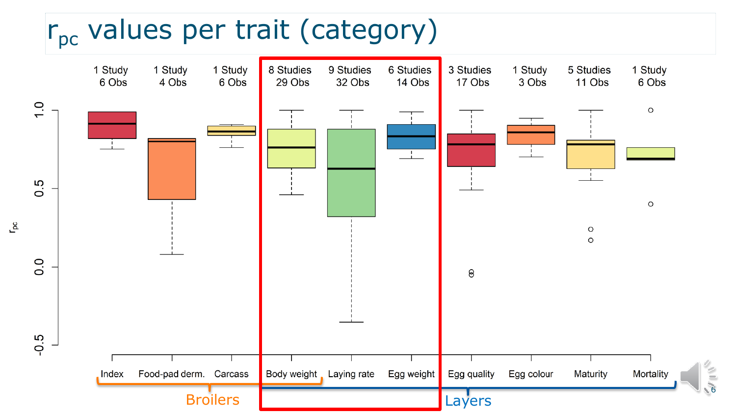# $r_{pc}$ values per trait (category)

| | Index | Food-pad derm. | Carcass | Body weight | Laying rate | Egg weight | Egg quality | Egg colour | Maturity | Mortality |
|---|---|---|---|---|---|---|---|---|---|---|
| Studies | 1 Study | 1 Study | 1 Study | 8 Studies | 9 Studies | 6 Studies | 3 Studies | 1 Study | 5 Studies | 1 Study |
| Obs | 6 Obs | 4 Obs | 6 Obs | 29 Obs | 32 Obs | 14 Obs | 17 Obs | 3 Obs | 11 Obs | 6 Obs |

Broilers: Index, Food-pad derm., Carcass, Body weight

Layers: Body weight, Laying rate, Egg weight, Egg quality, Egg colour, Maturity, Mortality

$r_{pc}$ (y-axis: -0.5, 0.0, 0.5, 1.0)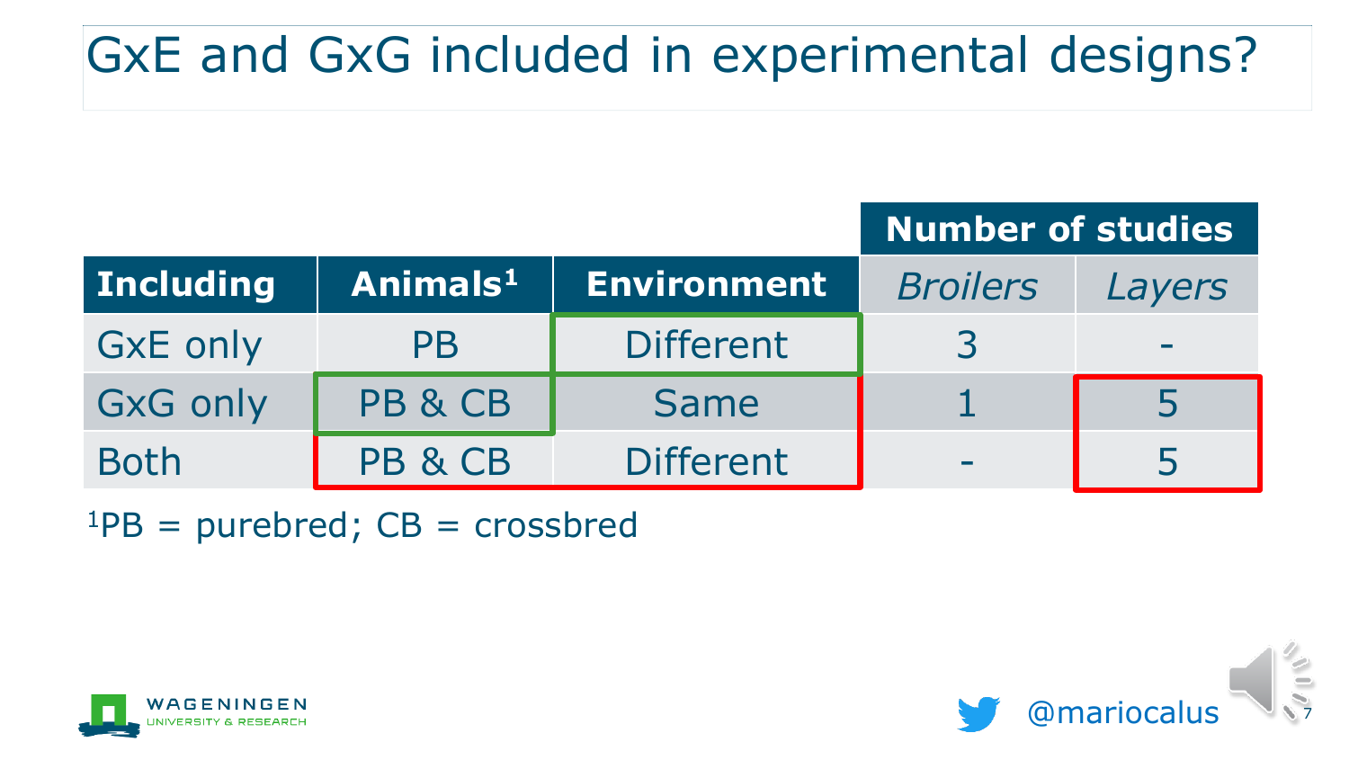# GxE and GxG included in experimental designs?

| Including | Animals[1] | Environment | Number of studies | |
|---|---|---|---|---|
| | | | *Broilers* | *Layers* |
| GxE only | PB | Different | 3 | - |
| GxG only | PB & CB | Same | 1 | 5 |
| Both | PB & CB | Different | - | 5 |

[1]PB = purebred; CB = crossbred

@mariocalus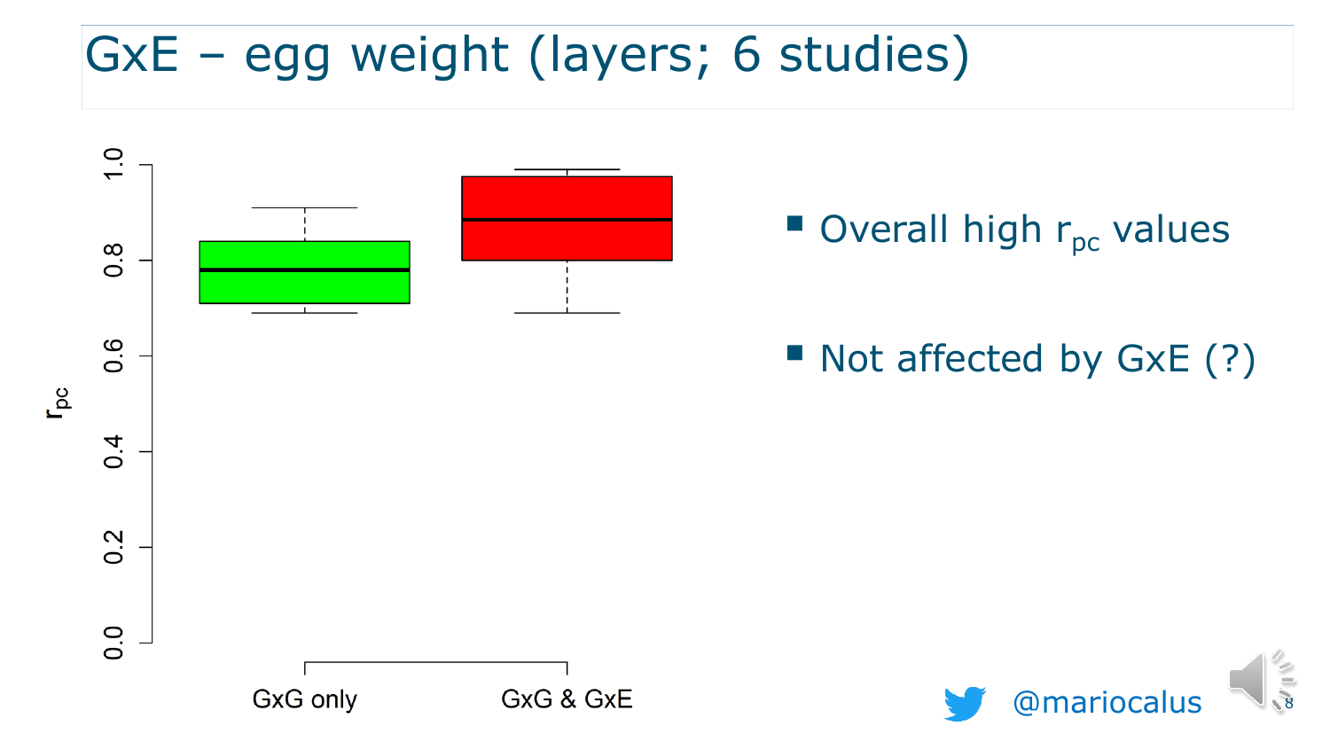# GxE – egg weight (layers; 6 studies)

- Overall high $r_{pc}$ values
- Not affected by GxE (?)

@mariocalus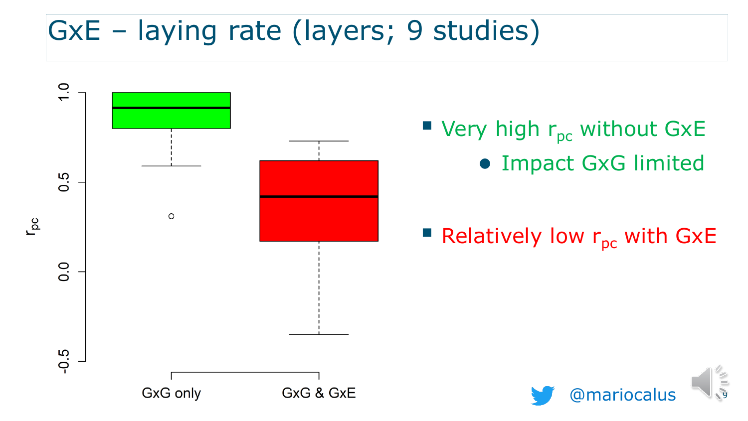# GxE – laying rate (layers; 9 studies)

- Very high $r_{pc}$ without GxE
  - Impact GxG limited
- Relatively low $r_{pc}$ with GxE

@mariocalus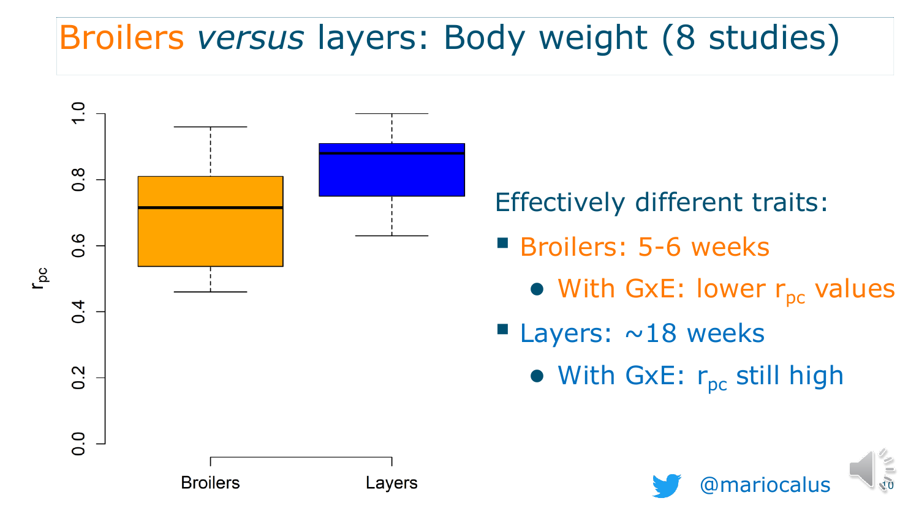# Broilers *versus* layers: Body weight (8 studies)

Effectively different traits:

- Broilers: 5-6 weeks
  - With GxE: lower $r_{pc}$ values
- Layers: ~18 weeks
  - With GxE: $r_{pc}$ still high

@mariocalus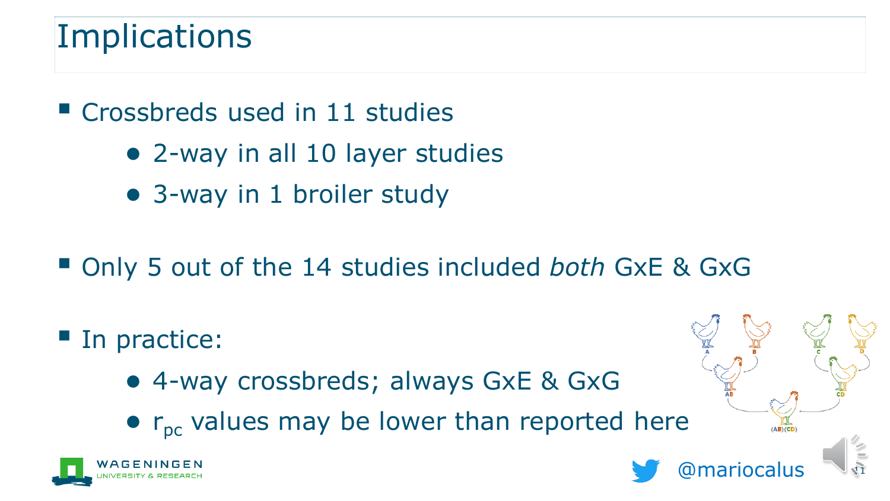# Implications

- Crossbreds used in 11 studies
  - 2-way in all 10 layer studies
  - 3-way in 1 broiler study
- Only 5 out of the 14 studies included *both* GxE & GxG
- In practice:
  - 4-way crossbreds; always GxE & GxG
  - $r_{pc}$ values may be lower than reported here

@mariocalus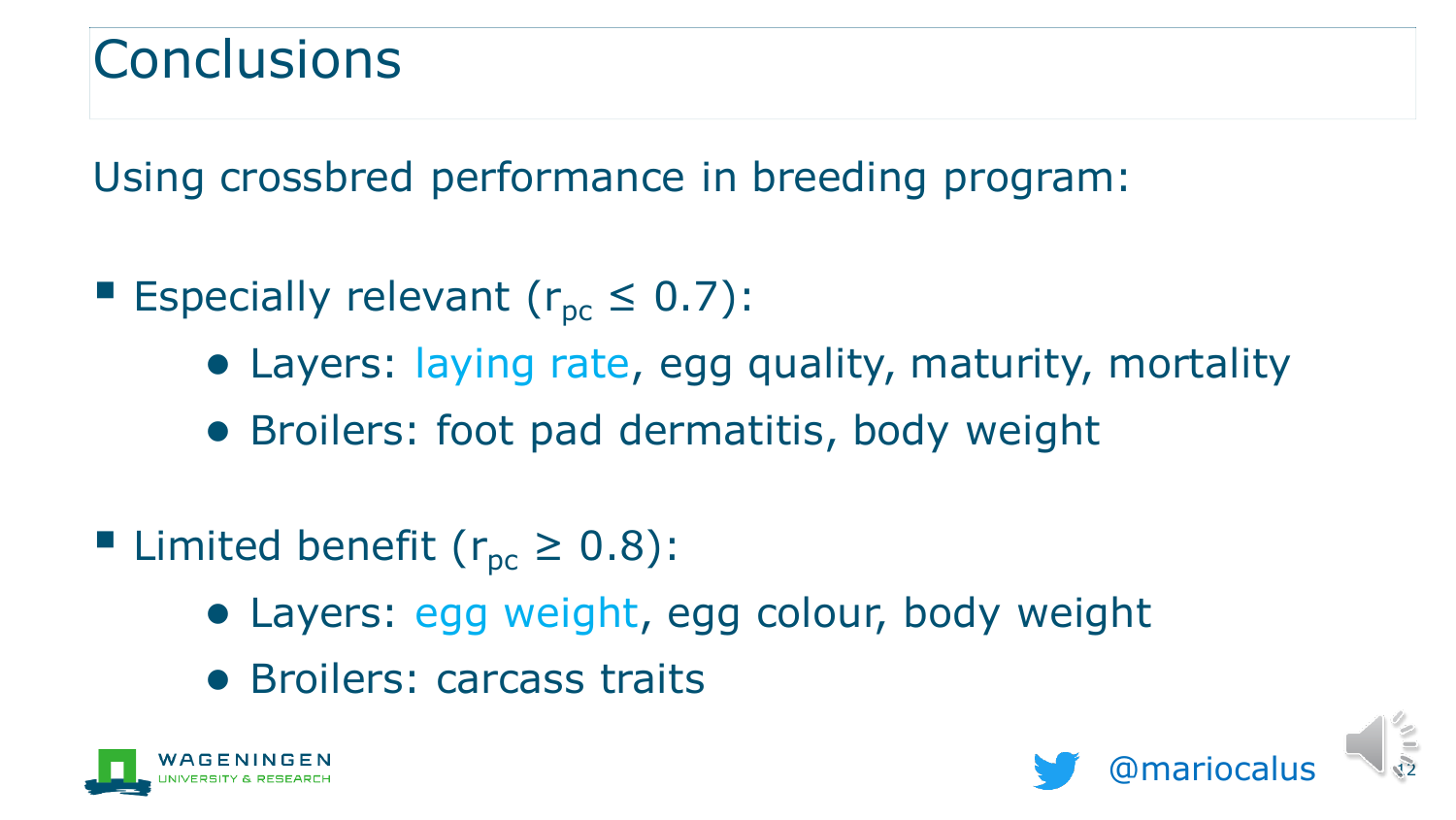# Conclusions

Using crossbred performance in breeding program:

- Especially relevant ($r_{pc} \leq 0.7$):
  - Layers: laying rate, egg quality, maturity, mortality
  - Broilers: foot pad dermatitis, body weight
- Limited benefit ($r_{pc} \geq 0.8$):
  - Layers: egg weight, egg colour, body weight
  - Broilers: carcass traits

@mariocalus